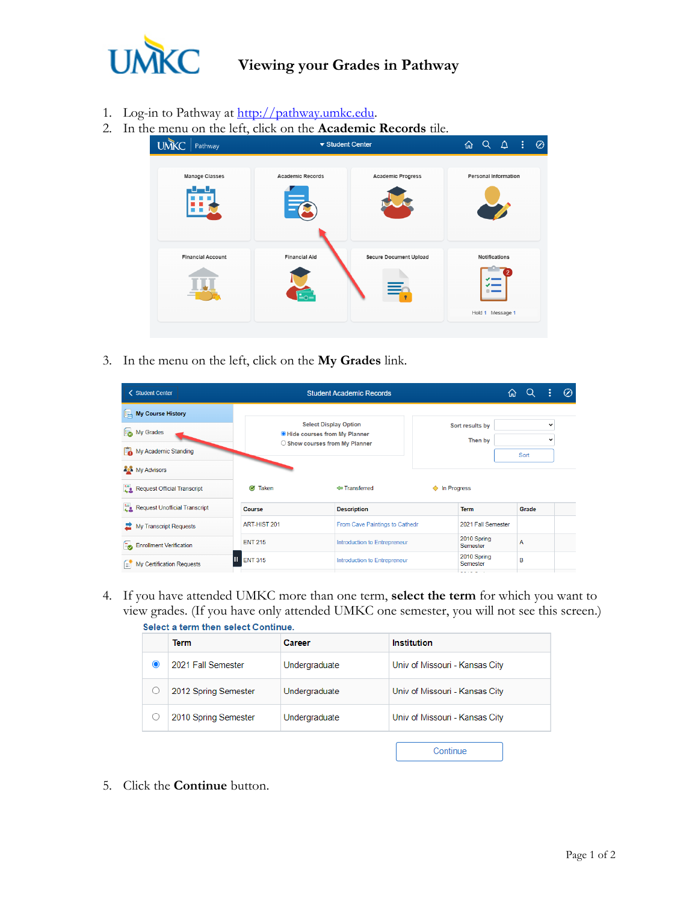# Viewing your Grades in Pathway

1. Log-in to Pathway at http://pathway.umkc.edu.
2. In the menu on the left, click on the **Academic Records** tile.
3. In the menu on the left, click on the **My Grades** link.
4. If you have attended UMKC more than one term, **select the term** for which you want to view grades. (If you have only attended UMKC one semester, you will not see this screen.)
5. Click the **Continue** button.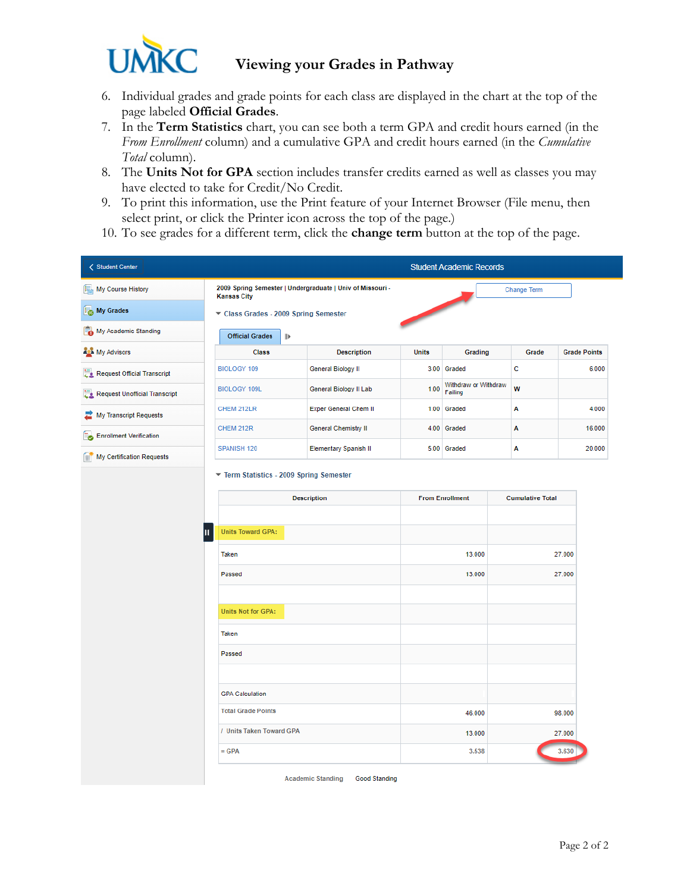# Viewing your Grades in Pathway

6. Individual grades and grade points for each class are displayed in the chart at the top of the page labeled **Official Grades**.
7. In the **Term Statistics** chart, you can see both a term GPA and credit hours earned (in the *From Enrollment* column) and a cumulative GPA and credit hours earned (in the *Cumulative Total* column).
8. The **Units Not for GPA** section includes transfer credits earned as well as classes you may have elected to take for Credit/No Credit.
9. To print this information, use the Print feature of your Internet Browser (File menu, then select print, or click the Printer icon across the top of the page.)
10. To see grades for a different term, click the **change term** button at the top of the page.

Student Center

Student Academic Records

- My Course History
- My Grades
- My Academic Standing
- My Advisors
- Request Official Transcript
- Request Unofficial Transcript
- My Transcript Requests
- Enrollment Verification
- My Certification Requests

2009 Spring Semester | Undergraduate | Univ of Missouri - Kansas City

Change Term

Class Grades - 2009 Spring Semester

Official Grades

| Class | Description | Units | Grading | Grade | Grade Points |
|---|---|---|---|---|---|
| BIOLOGY 109 | General Biology II | 3.00 | Graded | C | 6.000 |
| BIOLOGY 109L | General Biology II Lab | 1.00 | Withdraw or Withdraw Failing | W | |
| CHEM 212LR | Exper General Chem II | 1.00 | Graded | A | 4.000 |
| CHEM 212R | General Chemistry II | 4.00 | Graded | A | 16.000 |
| SPANISH 120 | Elementary Spanish II | 5.00 | Graded | A | 20.000 |

Term Statistics - 2009 Spring Semester

| Description | From Enrollment | Cumulative Total |
|---|---|---|
| Units Toward GPA: | | |
| Taken | 13.000 | 27.000 |
| Passed | 13.000 | 27.000 |
| Units Not for GPA: | | |
| Taken | | |
| Passed | | |
| GPA Calculation | | |
| Total Grade Points | 46.000 | 98.000 |
| / Units Taken Toward GPA | 13.000 | 27.000 |
| = GPA | 3.538 | 3.630 |

Academic Standing Good Standing